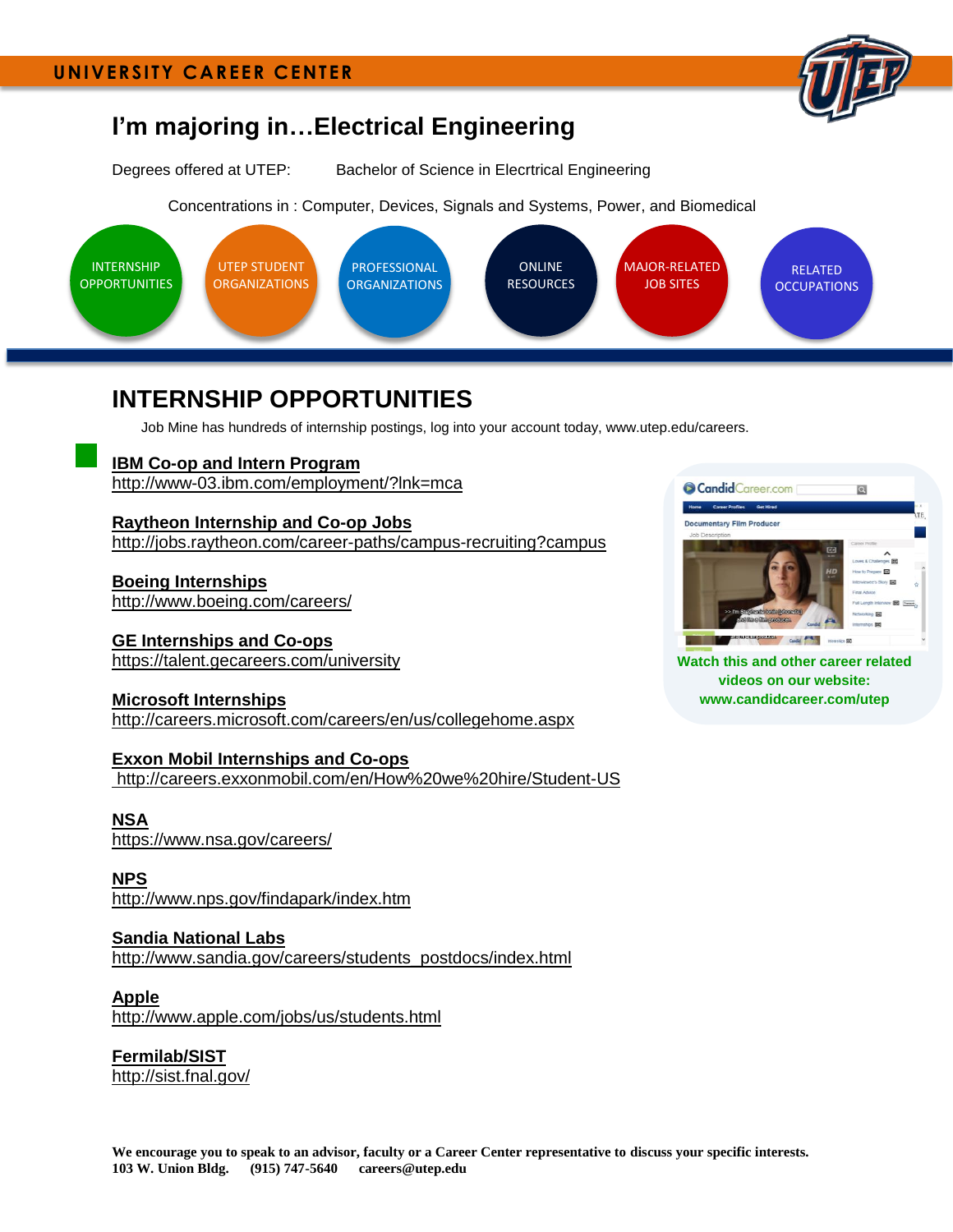UNIVERSITY CAREER CENTER

# I'm majoring in…Electrical Engineering

Degrees offered at UTEP: Bachelor of Science in Elecrtrical Engineering

Concentrations in : Computer, Devices, Signals and Systems, Power, and Biomedical

INTERNSHIP OPPORTUNITIES | UTEP STUDENT ORGANIZATIONS | PROFESSIONAL ORGANIZATIONS | ONLINE RESOURCES | MAJOR-RELATED JOB SITES | RELATED OCCUPATIONS

## INTERNSHIP OPPORTUNITIES

Job Mine has hundreds of internship postings, log into your account today, www.utep.edu/careers.

**IBM Co-op and Intern Program**
http://www-03.ibm.com/employment/?lnk=mca

**Raytheon Internship and Co-op Jobs**
http://jobs.raytheon.com/career-paths/campus-recruiting?campus

**Boeing Internships**
http://www.boeing.com/careers/

**GE Internships and Co-ops**
https://talent.gecareers.com/university

**Microsoft Internships**
http://careers.microsoft.com/careers/en/us/collegehome.aspx

**Exxon Mobil Internships and Co-ops**
http://careers.exxonmobil.com/en/How%20we%20hire/Student-US

**NSA**
https://www.nsa.gov/careers/

**NPS**
http://www.nps.gov/findapark/index.htm

**Sandia National Labs**
http://www.sandia.gov/careers/students_postdocs/index.html

**Apple**
http://www.apple.com/jobs/us/students.html

**Fermilab/SIST**
http://sist.fnal.gov/

**Watch this and other career related videos on our website: www.candidcareer.com/utep**

**We encourage you to speak to an advisor, faculty or a Career Center representative to discuss your specific interests.**
**103 W. Union Bldg. (915) 747-5640 careers@utep.edu**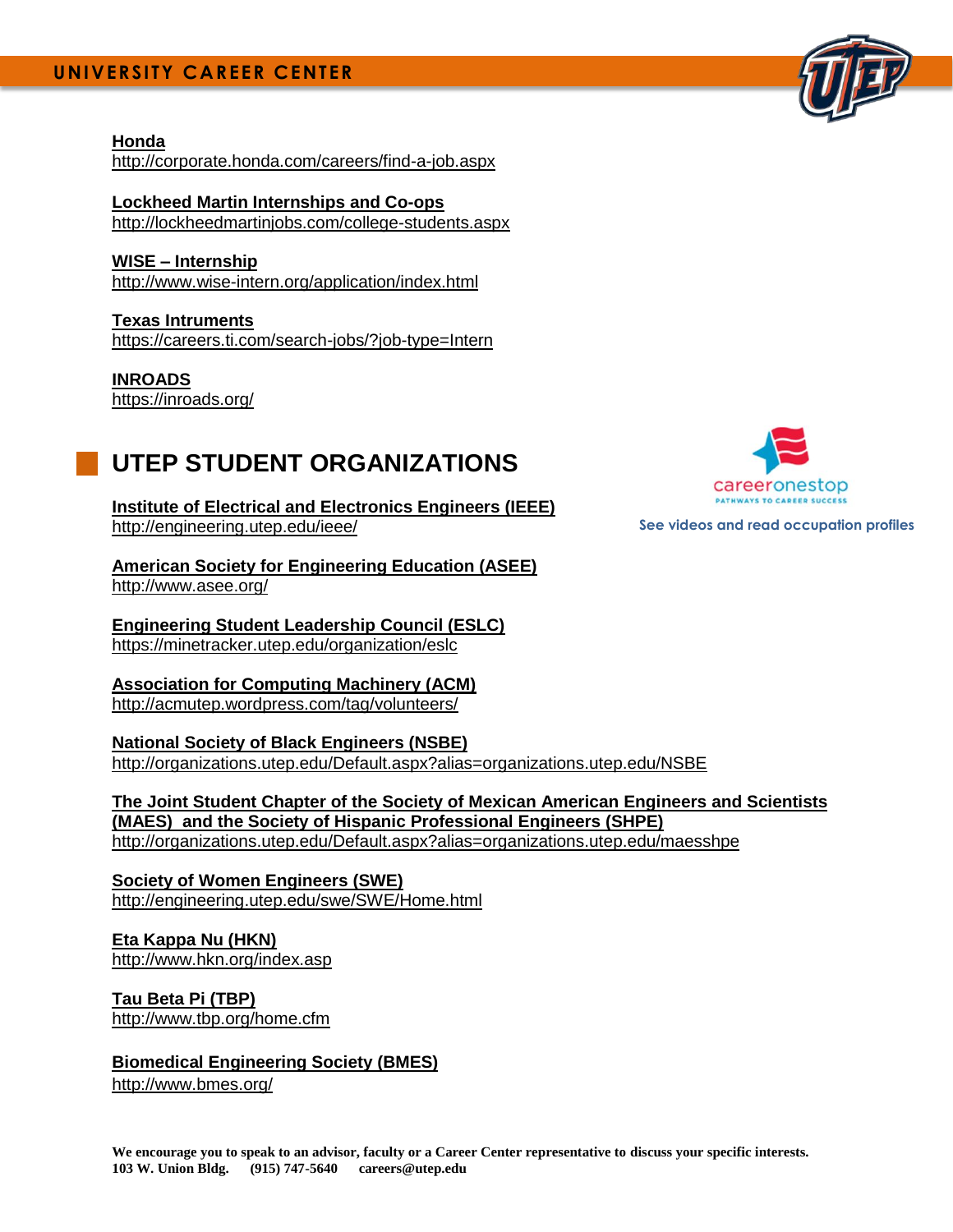**Honda**
http://corporate.honda.com/careers/find-a-job.aspx

**Lockheed Martin Internships and Co-ops**
http://lockheedmartinjobs.com/college-students.aspx

**WISE – Internship**
http://www.wise-intern.org/application/index.html

**Texas Intruments**
https://careers.ti.com/search-jobs/?job-type=Intern

**INROADS**
https://inroads.org/

## UTEP STUDENT ORGANIZATIONS

careeronestop
PATHWAYS TO CAREER SUCCESS
See videos and read occupation profiles

**Institute of Electrical and Electronics Engineers (IEEE)**
http://engineering.utep.edu/ieee/

**American Society for Engineering Education (ASEE)**
http://www.asee.org/

**Engineering Student Leadership Council (ESLC)**
https://minetracker.utep.edu/organization/eslc

**Association for Computing Machinery (ACM)**
http://acmutep.wordpress.com/tag/volunteers/

**National Society of Black Engineers (NSBE)**
http://organizations.utep.edu/Default.aspx?alias=organizations.utep.edu/NSBE

**The Joint Student Chapter of the Society of Mexican American Engineers and Scientists (MAES) and the Society of Hispanic Professional Engineers (SHPE)**
http://organizations.utep.edu/Default.aspx?alias=organizations.utep.edu/maesshpe

**Society of Women Engineers (SWE)**
http://engineering.utep.edu/swe/SWE/Home.html

**Eta Kappa Nu (HKN)**
http://www.hkn.org/index.asp

**Tau Beta Pi (TBP)**
http://www.tbp.org/home.cfm

**Biomedical Engineering Society (BMES)**
http://www.bmes.org/

**We encourage you to speak to an advisor, faculty or a Career Center representative to discuss your specific interests.**
**103 W. Union Bldg. (915) 747-5640 careers@utep.edu**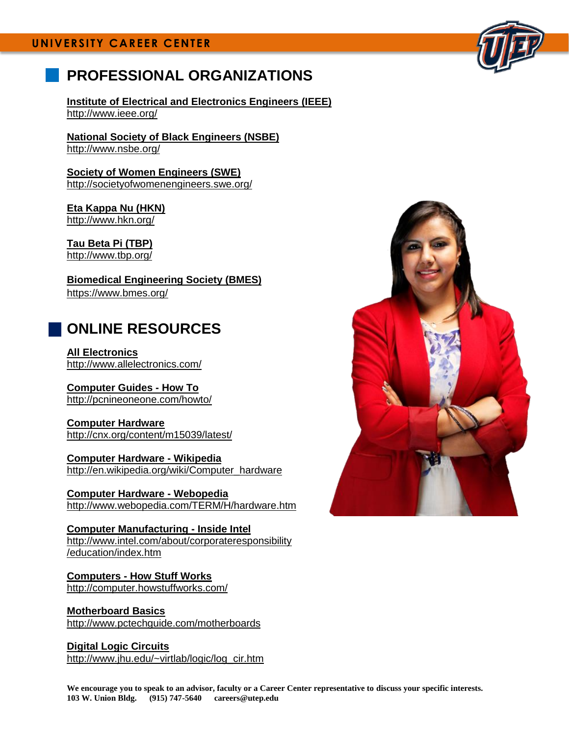## PROFESSIONAL ORGANIZATIONS

**Institute of Electrical and Electronics Engineers (IEEE)**
http://www.ieee.org/

**National Society of Black Engineers (NSBE)**
http://www.nsbe.org/

**Society of Women Engineers (SWE)**
http://societyofwomenengineers.swe.org/

**Eta Kappa Nu (HKN)**
http://www.hkn.org/

**Tau Beta Pi (TBP)**
http://www.tbp.org/

**Biomedical Engineering Society (BMES)**
https://www.bmes.org/

## ONLINE RESOURCES

**All Electronics**
http://www.allelectronics.com/

**Computer Guides - How To**
http://pcnineoneone.com/howto/

**Computer Hardware**
http://cnx.org/content/m15039/latest/

**Computer Hardware - Wikipedia**
http://en.wikipedia.org/wiki/Computer_hardware

**Computer Hardware - Webopedia**
http://www.webopedia.com/TERM/H/hardware.htm

**Computer Manufacturing - Inside Intel**
http://www.intel.com/about/corporateresponsibility/education/index.htm

**Computers - How Stuff Works**
http://computer.howstuffworks.com/

**Motherboard Basics**
http://www.pctechguide.com/motherboards

**Digital Logic Circuits**
http://www.jhu.edu/~virtlab/logic/log_cir.htm

**We encourage you to speak to an advisor, faculty or a Career Center representative to discuss your specific interests.**
**103 W. Union Bldg. (915) 747-5640 careers@utep.edu**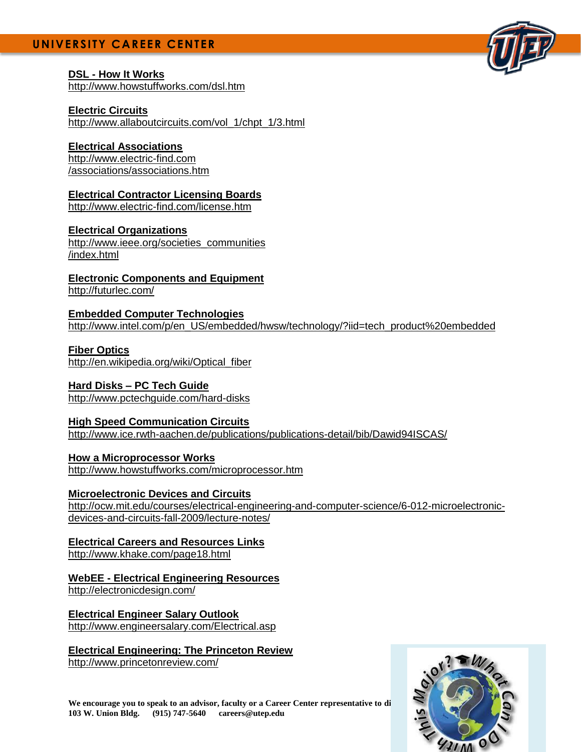**DSL - How It Works**
http://www.howstuffworks.com/dsl.htm

**Electric Circuits**
http://www.allaboutcircuits.com/vol_1/chpt_1/3.html

**Electrical Associations**
http://www.electric-find.com/associations/associations.htm

**Electrical Contractor Licensing Boards**
http://www.electric-find.com/license.htm

**Electrical Organizations**
http://www.ieee.org/societies_communities/index.html

**Electronic Components and Equipment**
http://futurlec.com/

**Embedded Computer Technologies**
http://www.intel.com/p/en_US/embedded/hwsw/technology/?iid=tech_product%20embedded

**Fiber Optics**
http://en.wikipedia.org/wiki/Optical_fiber

**Hard Disks – PC Tech Guide**
http://www.pctechguide.com/hard-disks

**High Speed Communication Circuits**
http://www.ice.rwth-aachen.de/publications/publications-detail/bib/Dawid94ISCAS/

**How a Microprocessor Works**
http://www.howstuffworks.com/microprocessor.htm

**Microelectronic Devices and Circuits**
http://ocw.mit.edu/courses/electrical-engineering-and-computer-science/6-012-microelectronic-devices-and-circuits-fall-2009/lecture-notes/

**Electrical Careers and Resources Links**
http://www.khake.com/page18.html

**WebEE - Electrical Engineering Resources**
http://electronicdesign.com/

**Electrical Engineer Salary Outlook**
http://www.engineersalary.com/Electrical.asp

**Electrical Engineering: The Princeton Review**
http://www.princetonreview.com/

**We encourage you to speak to an advisor, faculty or a Career Center representative to di**
**103 W. Union Bldg. (915) 747-5640 careers@utep.edu**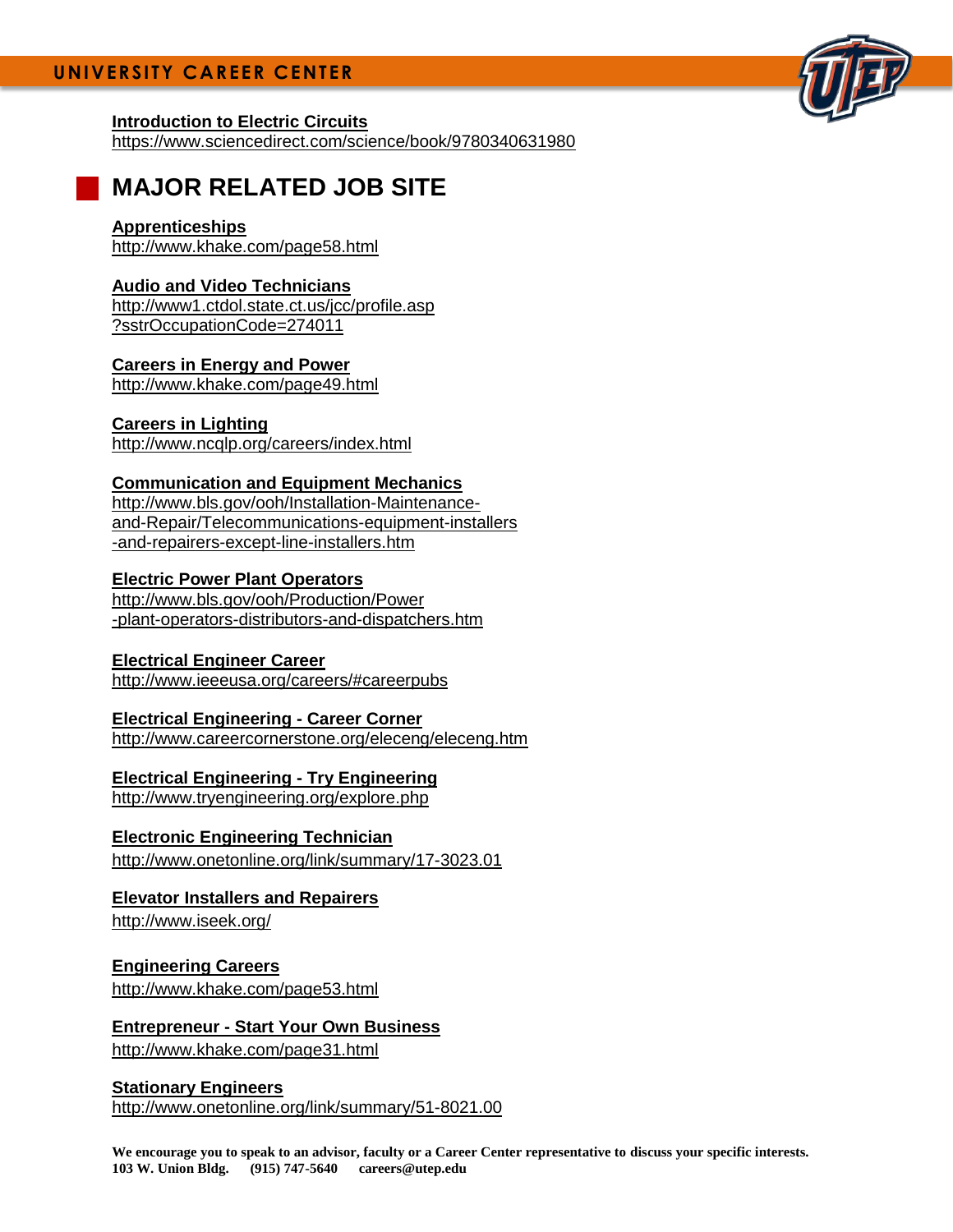**Introduction to Electric Circuits**
https://www.sciencedirect.com/science/book/9780340631980

## MAJOR RELATED JOB SITE

**Apprenticeships**
http://www.khake.com/page58.html

**Audio and Video Technicians**
http://www1.ctdol.state.ct.us/jcc/profile.asp?sstrOccupationCode=274011

**Careers in Energy and Power**
http://www.khake.com/page49.html

**Careers in Lighting**
http://www.ncqlp.org/careers/index.html

**Communication and Equipment Mechanics**
http://www.bls.gov/ooh/Installation-Maintenance-and-Repair/Telecommunications-equipment-installers-and-repairers-except-line-installers.htm

**Electric Power Plant Operators**
http://www.bls.gov/ooh/Production/Power-plant-operators-distributors-and-dispatchers.htm

**Electrical Engineer Career**
http://www.ieeeusa.org/careers/#careerpubs

**Electrical Engineering - Career Corner**
http://www.careercornerstone.org/eleceng/eleceng.htm

**Electrical Engineering - Try Engineering**
http://www.tryengineering.org/explore.php

**Electronic Engineering Technician**
http://www.onetonline.org/link/summary/17-3023.01

**Elevator Installers and Repairers**
http://www.iseek.org/

**Engineering Careers**
http://www.khake.com/page53.html

**Entrepreneur - Start Your Own Business**
http://www.khake.com/page31.html

**Stationary Engineers**
http://www.onetonline.org/link/summary/51-8021.00

**We encourage you to speak to an advisor, faculty or a Career Center representative to discuss your specific interests.**
**103 W. Union Bldg. (915) 747-5640 careers@utep.edu**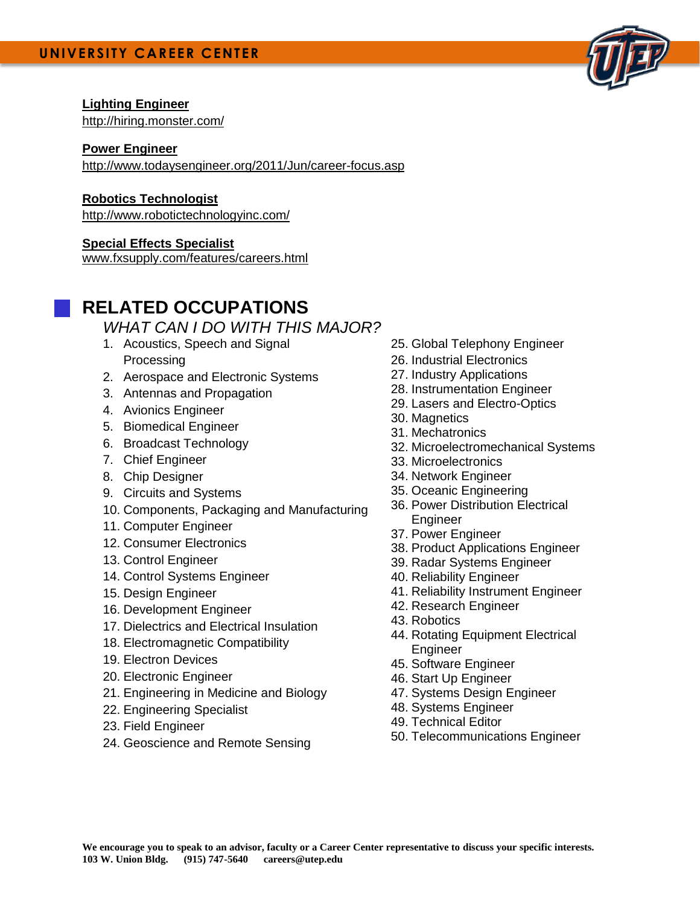**Lighting Engineer**
http://hiring.monster.com/

**Power Engineer**
http://www.todaysengineer.org/2011/Jun/career-focus.asp

**Robotics Technologist**
http://www.robotictechnologyinc.com/

**Special Effects Specialist**
www.fxsupply.com/features/careers.html

## RELATED OCCUPATIONS

*WHAT CAN I DO WITH THIS MAJOR?*

1. Acoustics, Speech and Signal Processing
2. Aerospace and Electronic Systems
3. Antennas and Propagation
4. Avionics Engineer
5. Biomedical Engineer
6. Broadcast Technology
7. Chief Engineer
8. Chip Designer
9. Circuits and Systems
10. Components, Packaging and Manufacturing
11. Computer Engineer
12. Consumer Electronics
13. Control Engineer
14. Control Systems Engineer
15. Design Engineer
16. Development Engineer
17. Dielectrics and Electrical Insulation
18. Electromagnetic Compatibility
19. Electron Devices
20. Electronic Engineer
21. Engineering in Medicine and Biology
22. Engineering Specialist
23. Field Engineer
24. Geoscience and Remote Sensing
25. Global Telephony Engineer
26. Industrial Electronics
27. Industry Applications
28. Instrumentation Engineer
29. Lasers and Electro-Optics
30. Magnetics
31. Mechatronics
32. Microelectromechanical Systems
33. Microelectronics
34. Network Engineer
35. Oceanic Engineering
36. Power Distribution Electrical Engineer
37. Power Engineer
38. Product Applications Engineer
39. Radar Systems Engineer
40. Reliability Engineer
41. Reliability Instrument Engineer
42. Research Engineer
43. Robotics
44. Rotating Equipment Electrical Engineer
45. Software Engineer
46. Start Up Engineer
47. Systems Design Engineer
48. Systems Engineer
49. Technical Editor
50. Telecommunications Engineer

**We encourage you to speak to an advisor, faculty or a Career Center representative to discuss your specific interests.**
**103 W. Union Bldg. (915) 747-5640 careers@utep.edu**